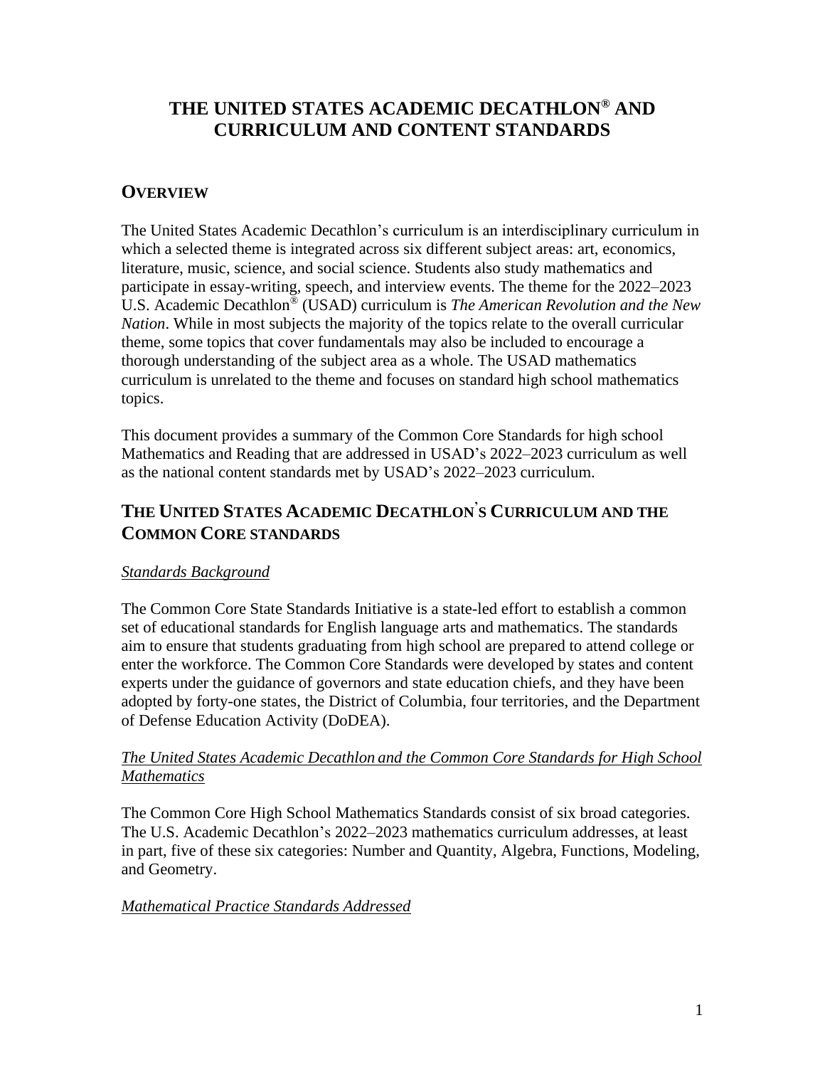# THE UNITED STATES ACADEMIC DECATHLON® AND CURRICULUM AND CONTENT STANDARDS

## OVERVIEW

The United States Academic Decathlon's curriculum is an interdisciplinary curriculum in which a selected theme is integrated across six different subject areas: art, economics, literature, music, science, and social science. Students also study mathematics and participate in essay-writing, speech, and interview events. The theme for the 2022–2023 U.S. Academic Decathlon® (USAD) curriculum is *The American Revolution and the New Nation*. While in most subjects the majority of the topics relate to the overall curricular theme, some topics that cover fundamentals may also be included to encourage a thorough understanding of the subject area as a whole. The USAD mathematics curriculum is unrelated to the theme and focuses on standard high school mathematics topics.

This document provides a summary of the Common Core Standards for high school Mathematics and Reading that are addressed in USAD's 2022–2023 curriculum as well as the national content standards met by USAD's 2022–2023 curriculum.

## THE UNITED STATES ACADEMIC DECATHLON'S CURRICULUM AND THE COMMON CORE STANDARDS

### *Standards Background*

The Common Core State Standards Initiative is a state-led effort to establish a common set of educational standards for English language arts and mathematics. The standards aim to ensure that students graduating from high school are prepared to attend college or enter the workforce. The Common Core Standards were developed by states and content experts under the guidance of governors and state education chiefs, and they have been adopted by forty-one states, the District of Columbia, four territories, and the Department of Defense Education Activity (DoDEA).

### *The United States Academic Decathlon and the Common Core Standards for High School Mathematics*

The Common Core High School Mathematics Standards consist of six broad categories. The U.S. Academic Decathlon's 2022–2023 mathematics curriculum addresses, at least in part, five of these six categories: Number and Quantity, Algebra, Functions, Modeling, and Geometry.

### *Mathematical Practice Standards Addressed*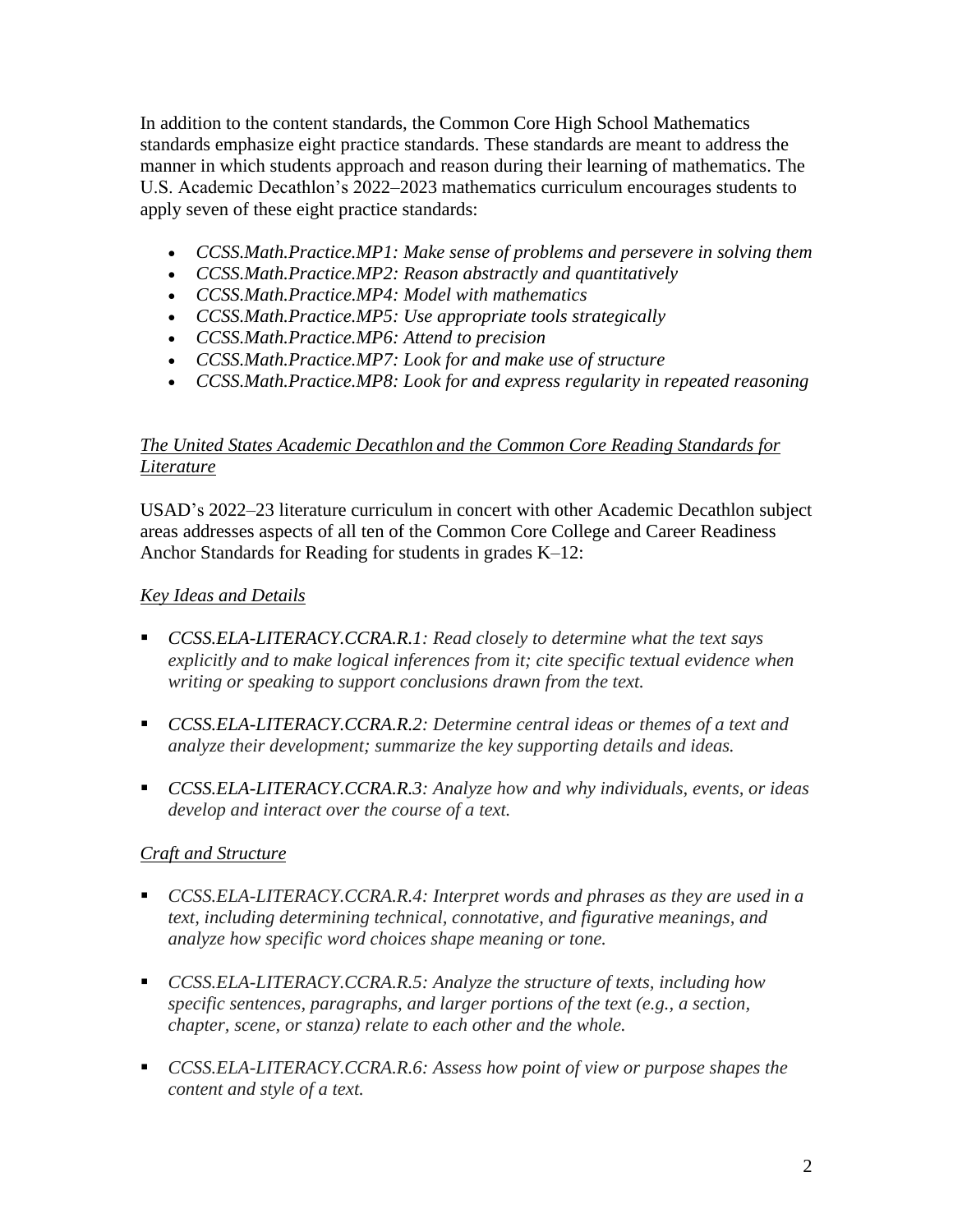In addition to the content standards, the Common Core High School Mathematics standards emphasize eight practice standards. These standards are meant to address the manner in which students approach and reason during their learning of mathematics. The U.S. Academic Decathlon's 2022–2023 mathematics curriculum encourages students to apply seven of these eight practice standards:

- *CCSS.Math.Practice.MP1: Make sense of problems and persevere in solving them*
- *CCSS.Math.Practice.MP2: Reason abstractly and quantitatively*
- *CCSS.Math.Practice.MP4: Model with mathematics*
- *CCSS.Math.Practice.MP5: Use appropriate tools strategically*
- *CCSS.Math.Practice.MP6: Attend to precision*
- *CCSS.Math.Practice.MP7: Look for and make use of structure*
- *CCSS.Math.Practice.MP8: Look for and express regularity in repeated reasoning*

### *The United States Academic Decathlon and the Common Core Reading Standards for Literature*

USAD's 2022–23 literature curriculum in concert with other Academic Decathlon subject areas addresses aspects of all ten of the Common Core College and Career Readiness Anchor Standards for Reading for students in grades K–12:

#### *Key Ideas and Details*

- *CCSS.ELA-LITERACY.CCRA.R.1: Read closely to determine what the text says explicitly and to make logical inferences from it; cite specific textual evidence when writing or speaking to support conclusions drawn from the text.*

- *CCSS.ELA-LITERACY.CCRA.R.2: Determine central ideas or themes of a text and analyze their development; summarize the key supporting details and ideas.*

- *CCSS.ELA-LITERACY.CCRA.R.3: Analyze how and why individuals, events, or ideas develop and interact over the course of a text.*

#### *Craft and Structure*

- *CCSS.ELA-LITERACY.CCRA.R.4: Interpret words and phrases as they are used in a text, including determining technical, connotative, and figurative meanings, and analyze how specific word choices shape meaning or tone.*

- *CCSS.ELA-LITERACY.CCRA.R.5: Analyze the structure of texts, including how specific sentences, paragraphs, and larger portions of the text (e.g., a section, chapter, scene, or stanza) relate to each other and the whole.*

- *CCSS.ELA-LITERACY.CCRA.R.6: Assess how point of view or purpose shapes the content and style of a text.*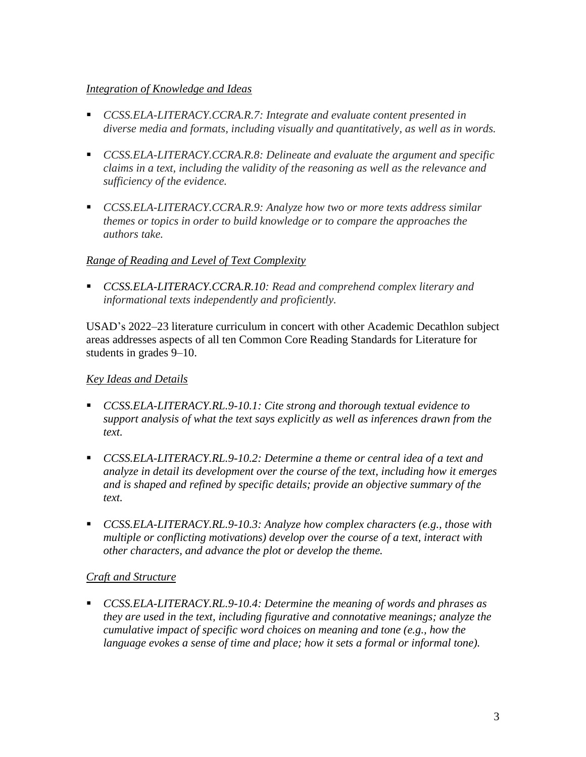*Integration of Knowledge and Ideas*

- *CCSS.ELA-LITERACY.CCRA.R.7: Integrate and evaluate content presented in diverse media and formats, including visually and quantitatively, as well as in words.*

- *CCSS.ELA-LITERACY.CCRA.R.8: Delineate and evaluate the argument and specific claims in a text, including the validity of the reasoning as well as the relevance and sufficiency of the evidence.*

- *CCSS.ELA-LITERACY.CCRA.R.9: Analyze how two or more texts address similar themes or topics in order to build knowledge or to compare the approaches the authors take.*

*Range of Reading and Level of Text Complexity*

- *CCSS.ELA-LITERACY.CCRA.R.10: Read and comprehend complex literary and informational texts independently and proficiently.*

USAD's 2022–23 literature curriculum in concert with other Academic Decathlon subject areas addresses aspects of all ten Common Core Reading Standards for Literature for students in grades 9–10.

*Key Ideas and Details*

- *CCSS.ELA-LITERACY.RL.9-10.1: Cite strong and thorough textual evidence to support analysis of what the text says explicitly as well as inferences drawn from the text.*

- *CCSS.ELA-LITERACY.RL.9-10.2: Determine a theme or central idea of a text and analyze in detail its development over the course of the text, including how it emerges and is shaped and refined by specific details; provide an objective summary of the text.*

- *CCSS.ELA-LITERACY.RL.9-10.3: Analyze how complex characters (e.g., those with multiple or conflicting motivations) develop over the course of a text, interact with other characters, and advance the plot or develop the theme.*

*Craft and Structure*

- *CCSS.ELA-LITERACY.RL.9-10.4: Determine the meaning of words and phrases as they are used in the text, including figurative and connotative meanings; analyze the cumulative impact of specific word choices on meaning and tone (e.g., how the language evokes a sense of time and place; how it sets a formal or informal tone).*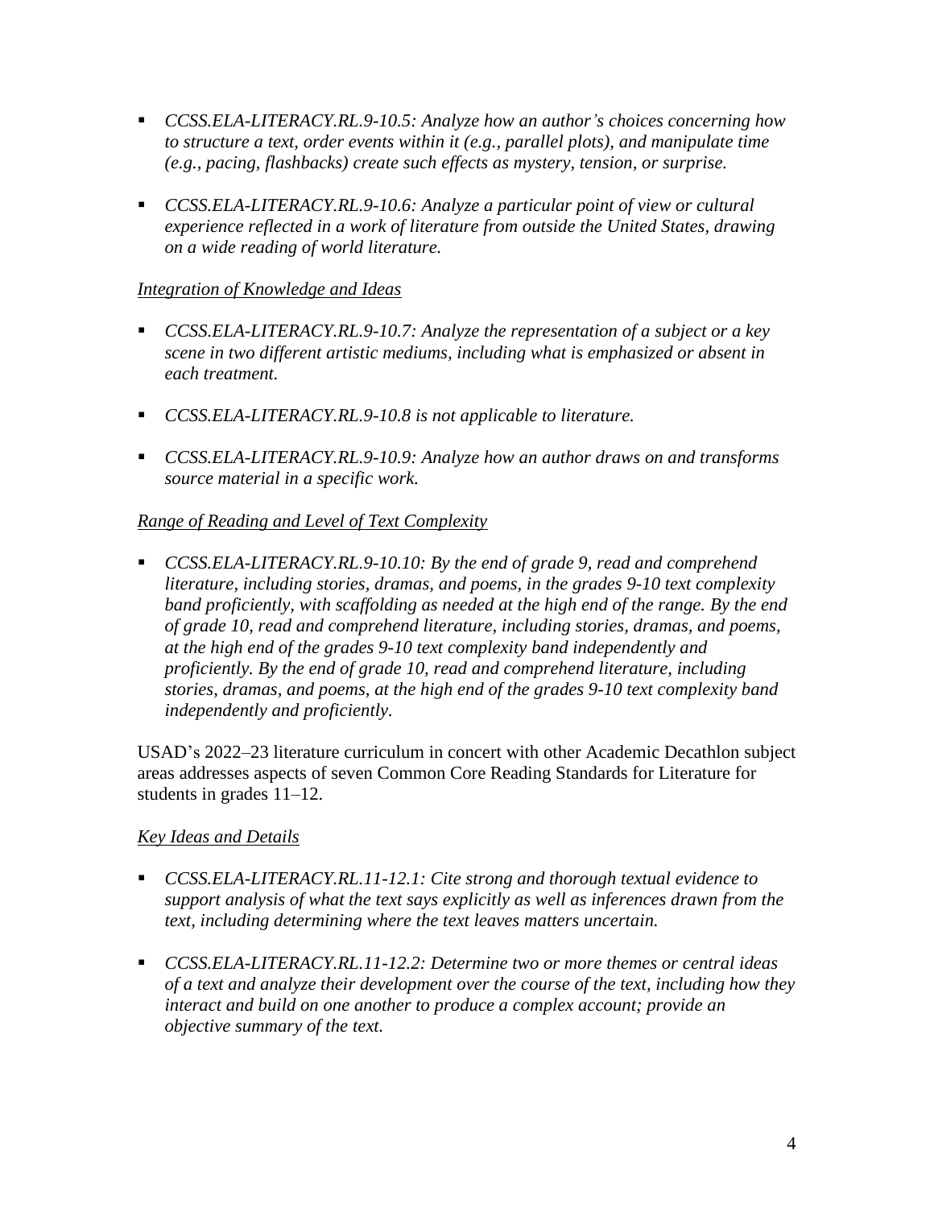- *CCSS.ELA-LITERACY.RL.9-10.5: Analyze how an author's choices concerning how to structure a text, order events within it (e.g., parallel plots), and manipulate time (e.g., pacing, flashbacks) create such effects as mystery, tension, or surprise.*

- *CCSS.ELA-LITERACY.RL.9-10.6: Analyze a particular point of view or cultural experience reflected in a work of literature from outside the United States, drawing on a wide reading of world literature.*

<u>*Integration of Knowledge and Ideas*</u>

- *CCSS.ELA-LITERACY.RL.9-10.7: Analyze the representation of a subject or a key scene in two different artistic mediums, including what is emphasized or absent in each treatment.*

- *CCSS.ELA-LITERACY.RL.9-10.8 is not applicable to literature.*

- *CCSS.ELA-LITERACY.RL.9-10.9: Analyze how an author draws on and transforms source material in a specific work.*

<u>*Range of Reading and Level of Text Complexity*</u>

- *CCSS.ELA-LITERACY.RL.9-10.10: By the end of grade 9, read and comprehend literature, including stories, dramas, and poems, in the grades 9-10 text complexity band proficiently, with scaffolding as needed at the high end of the range. By the end of grade 10, read and comprehend literature, including stories, dramas, and poems, at the high end of the grades 9-10 text complexity band independently and proficiently. By the end of grade 10, read and comprehend literature, including stories, dramas, and poems, at the high end of the grades 9-10 text complexity band independently and proficiently.*

USAD's 2022–23 literature curriculum in concert with other Academic Decathlon subject areas addresses aspects of seven Common Core Reading Standards for Literature for students in grades 11–12.

<u>*Key Ideas and Details*</u>

- *CCSS.ELA-LITERACY.RL.11-12.1: Cite strong and thorough textual evidence to support analysis of what the text says explicitly as well as inferences drawn from the text, including determining where the text leaves matters uncertain.*

- *CCSS.ELA-LITERACY.RL.11-12.2: Determine two or more themes or central ideas of a text and analyze their development over the course of the text, including how they interact and build on one another to produce a complex account; provide an objective summary of the text.*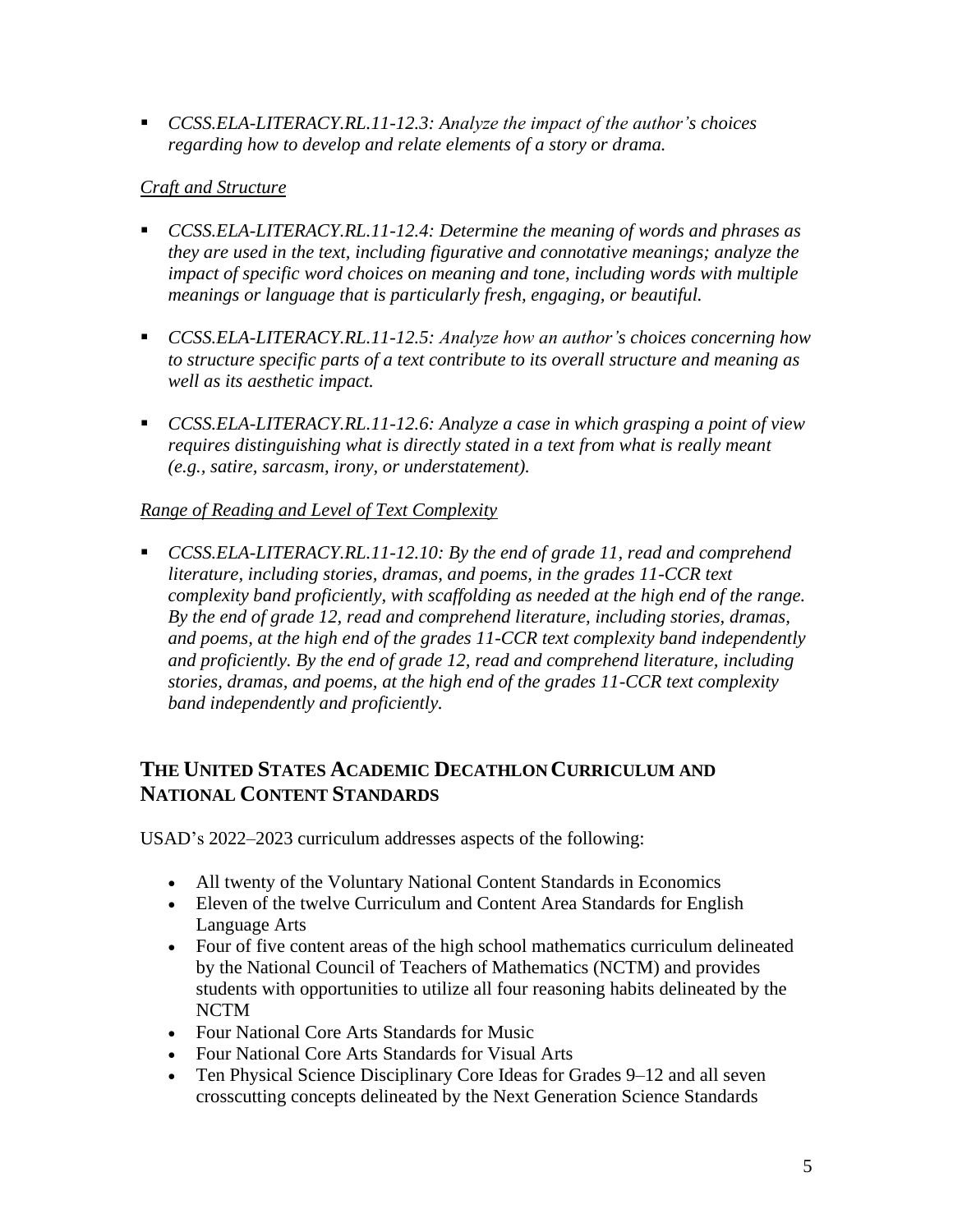- *CCSS.ELA-LITERACY.RL.11-12.3: Analyze the impact of the author's choices regarding how to develop and relate elements of a story or drama.*

*Craft and Structure*

- *CCSS.ELA-LITERACY.RL.11-12.4: Determine the meaning of words and phrases as they are used in the text, including figurative and connotative meanings; analyze the impact of specific word choices on meaning and tone, including words with multiple meanings or language that is particularly fresh, engaging, or beautiful.*

- *CCSS.ELA-LITERACY.RL.11-12.5: Analyze how an author's choices concerning how to structure specific parts of a text contribute to its overall structure and meaning as well as its aesthetic impact.*

- *CCSS.ELA-LITERACY.RL.11-12.6: Analyze a case in which grasping a point of view requires distinguishing what is directly stated in a text from what is really meant (e.g., satire, sarcasm, irony, or understatement).*

*Range of Reading and Level of Text Complexity*

- *CCSS.ELA-LITERACY.RL.11-12.10: By the end of grade 11, read and comprehend literature, including stories, dramas, and poems, in the grades 11-CCR text complexity band proficiently, with scaffolding as needed at the high end of the range. By the end of grade 12, read and comprehend literature, including stories, dramas, and poems, at the high end of the grades 11-CCR text complexity band independently and proficiently. By the end of grade 12, read and comprehend literature, including stories, dramas, and poems, at the high end of the grades 11-CCR text complexity band independently and proficiently.*

## THE UNITED STATES ACADEMIC DECATHLON CURRICULUM AND NATIONAL CONTENT STANDARDS

USAD's 2022–2023 curriculum addresses aspects of the following:

- All twenty of the Voluntary National Content Standards in Economics
- Eleven of the twelve Curriculum and Content Area Standards for English Language Arts
- Four of five content areas of the high school mathematics curriculum delineated by the National Council of Teachers of Mathematics (NCTM) and provides students with opportunities to utilize all four reasoning habits delineated by the NCTM
- Four National Core Arts Standards for Music
- Four National Core Arts Standards for Visual Arts
- Ten Physical Science Disciplinary Core Ideas for Grades 9–12 and all seven crosscutting concepts delineated by the Next Generation Science Standards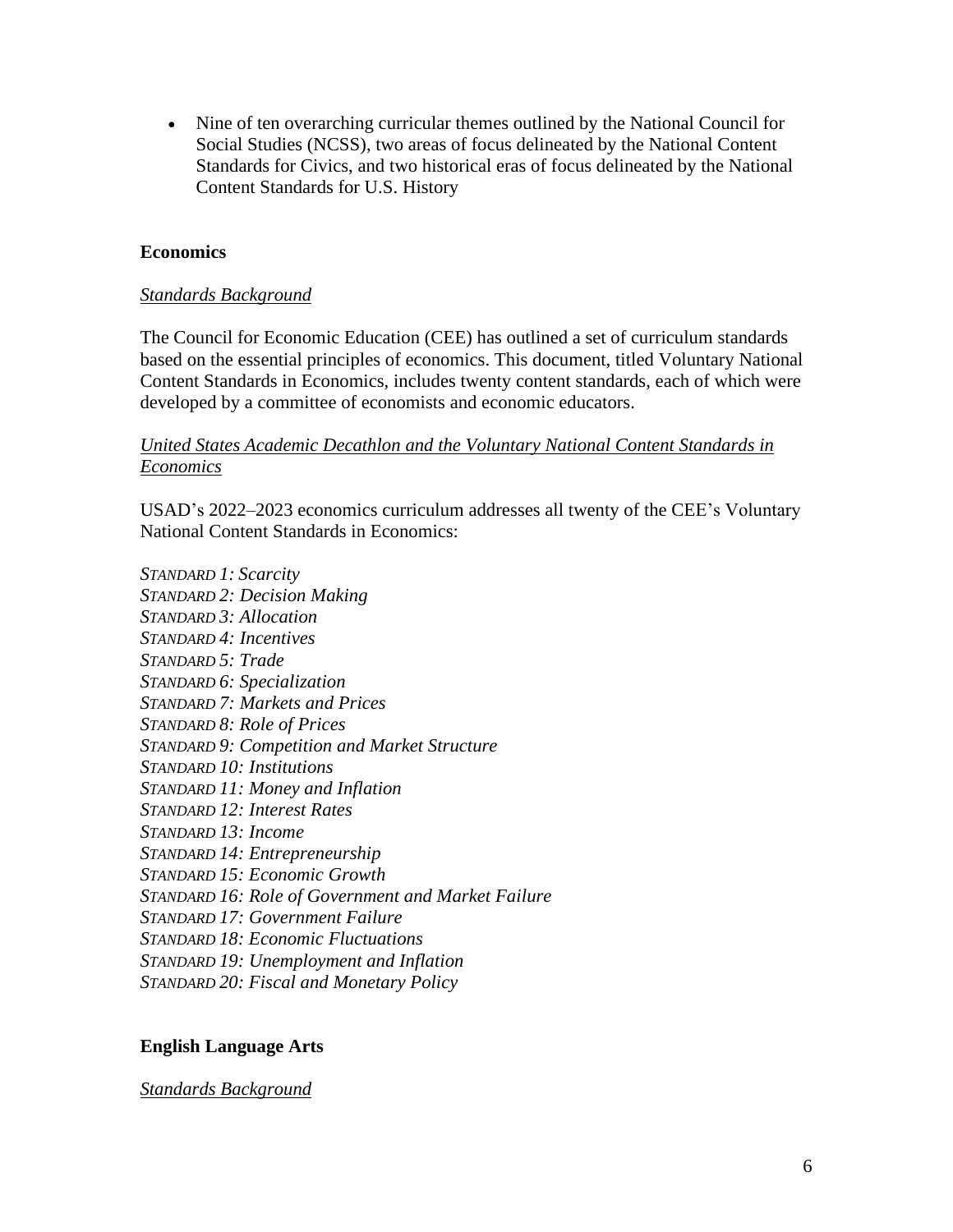- Nine of ten overarching curricular themes outlined by the National Council for Social Studies (NCSS), two areas of focus delineated by the National Content Standards for Civics, and two historical eras of focus delineated by the National Content Standards for U.S. History

## Economics

### *Standards Background*

The Council for Economic Education (CEE) has outlined a set of curriculum standards based on the essential principles of economics. This document, titled Voluntary National Content Standards in Economics, includes twenty content standards, each of which were developed by a committee of economists and economic educators.

### *United States Academic Decathlon and the Voluntary National Content Standards in Economics*

USAD's 2022–2023 economics curriculum addresses all twenty of the CEE's Voluntary National Content Standards in Economics:

*STANDARD 1: Scarcity*
*STANDARD 2: Decision Making*
*STANDARD 3: Allocation*
*STANDARD 4: Incentives*
*STANDARD 5: Trade*
*STANDARD 6: Specialization*
*STANDARD 7: Markets and Prices*
*STANDARD 8: Role of Prices*
*STANDARD 9: Competition and Market Structure*
*STANDARD 10: Institutions*
*STANDARD 11: Money and Inflation*
*STANDARD 12: Interest Rates*
*STANDARD 13: Income*
*STANDARD 14: Entrepreneurship*
*STANDARD 15: Economic Growth*
*STANDARD 16: Role of Government and Market Failure*
*STANDARD 17: Government Failure*
*STANDARD 18: Economic Fluctuations*
*STANDARD 19: Unemployment and Inflation*
*STANDARD 20: Fiscal and Monetary Policy*

## English Language Arts

### *Standards Background*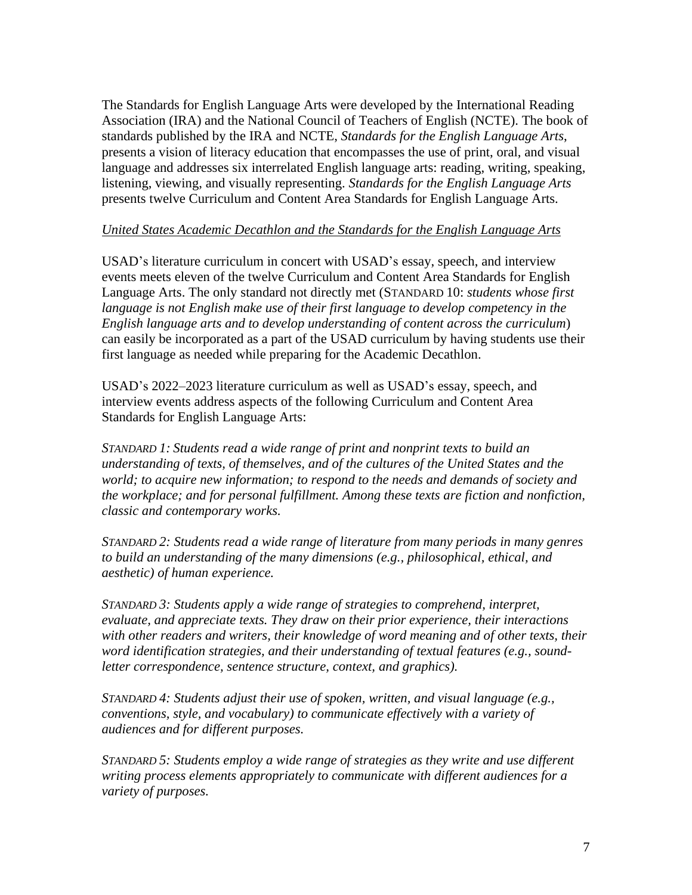The Standards for English Language Arts were developed by the International Reading Association (IRA) and the National Council of Teachers of English (NCTE). The book of standards published by the IRA and NCTE, *Standards for the English Language Arts*, presents a vision of literacy education that encompasses the use of print, oral, and visual language and addresses six interrelated English language arts: reading, writing, speaking, listening, viewing, and visually representing. *Standards for the English Language Arts* presents twelve Curriculum and Content Area Standards for English Language Arts.

*United States Academic Decathlon and the Standards for the English Language Arts*

USAD's literature curriculum in concert with USAD's essay, speech, and interview events meets eleven of the twelve Curriculum and Content Area Standards for English Language Arts. The only standard not directly met (STANDARD 10: *students whose first language is not English make use of their first language to develop competency in the English language arts and to develop understanding of content across the curriculum*) can easily be incorporated as a part of the USAD curriculum by having students use their first language as needed while preparing for the Academic Decathlon.

USAD's 2022–2023 literature curriculum as well as USAD's essay, speech, and interview events address aspects of the following Curriculum and Content Area Standards for English Language Arts:

*STANDARD 1: Students read a wide range of print and nonprint texts to build an understanding of texts, of themselves, and of the cultures of the United States and the world; to acquire new information; to respond to the needs and demands of society and the workplace; and for personal fulfillment. Among these texts are fiction and nonfiction, classic and contemporary works.*

*STANDARD 2: Students read a wide range of literature from many periods in many genres to build an understanding of the many dimensions (e.g., philosophical, ethical, and aesthetic) of human experience.*

*STANDARD 3: Students apply a wide range of strategies to comprehend, interpret, evaluate, and appreciate texts. They draw on their prior experience, their interactions with other readers and writers, their knowledge of word meaning and of other texts, their word identification strategies, and their understanding of textual features (e.g., sound-letter correspondence, sentence structure, context, and graphics).*

*STANDARD 4: Students adjust their use of spoken, written, and visual language (e.g., conventions, style, and vocabulary) to communicate effectively with a variety of audiences and for different purposes.*

*STANDARD 5: Students employ a wide range of strategies as they write and use different writing process elements appropriately to communicate with different audiences for a variety of purposes.*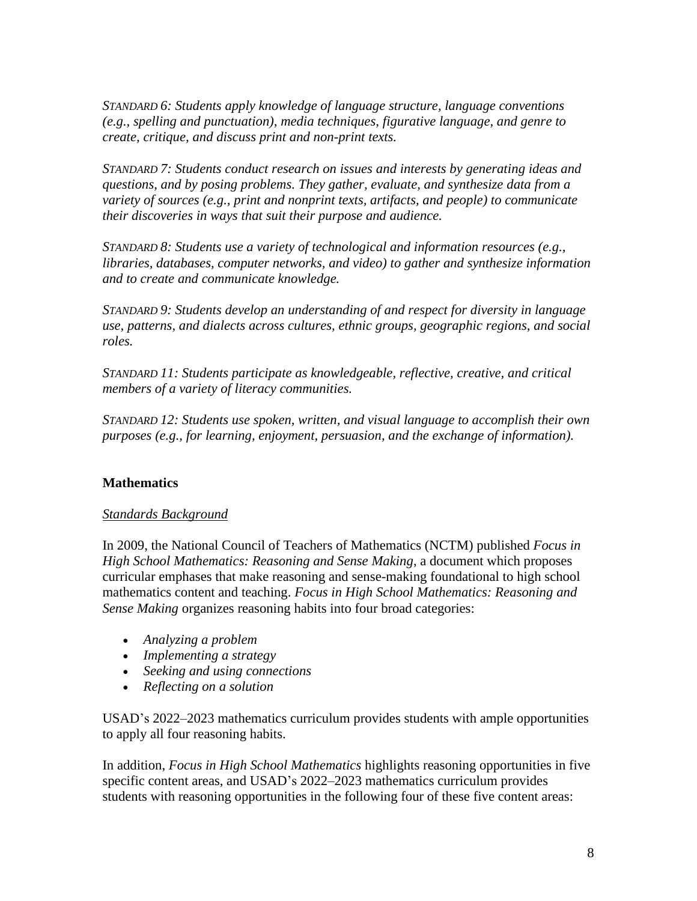*STANDARD 6: Students apply knowledge of language structure, language conventions (e.g., spelling and punctuation), media techniques, figurative language, and genre to create, critique, and discuss print and non-print texts.*

*STANDARD 7: Students conduct research on issues and interests by generating ideas and questions, and by posing problems. They gather, evaluate, and synthesize data from a variety of sources (e.g., print and nonprint texts, artifacts, and people) to communicate their discoveries in ways that suit their purpose and audience.*

*STANDARD 8: Students use a variety of technological and information resources (e.g., libraries, databases, computer networks, and video) to gather and synthesize information and to create and communicate knowledge.*

*STANDARD 9: Students develop an understanding of and respect for diversity in language use, patterns, and dialects across cultures, ethnic groups, geographic regions, and social roles.*

*STANDARD 11: Students participate as knowledgeable, reflective, creative, and critical members of a variety of literacy communities.*

*STANDARD 12: Students use spoken, written, and visual language to accomplish their own purposes (e.g., for learning, enjoyment, persuasion, and the exchange of information).*

**Mathematics**

<u>*Standards Background*</u>

In 2009, the National Council of Teachers of Mathematics (NCTM) published *Focus in High School Mathematics: Reasoning and Sense Making*, a document which proposes curricular emphases that make reasoning and sense-making foundational to high school mathematics content and teaching. *Focus in High School Mathematics: Reasoning and Sense Making* organizes reasoning habits into four broad categories:

- *Analyzing a problem*
- *Implementing a strategy*
- *Seeking and using connections*
- *Reflecting on a solution*

USAD's 2022–2023 mathematics curriculum provides students with ample opportunities to apply all four reasoning habits.

In addition, *Focus in High School Mathematics* highlights reasoning opportunities in five specific content areas, and USAD's 2022–2023 mathematics curriculum provides students with reasoning opportunities in the following four of these five content areas: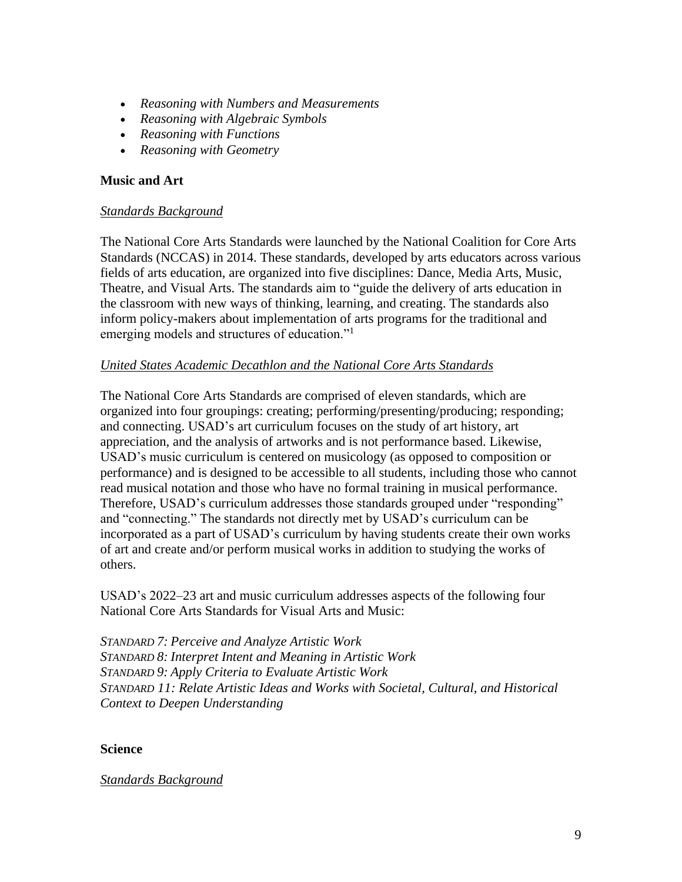- *Reasoning with Numbers and Measurements*
- *Reasoning with Algebraic Symbols*
- *Reasoning with Functions*
- *Reasoning with Geometry*

**Music and Art**

*Standards Background*

The National Core Arts Standards were launched by the National Coalition for Core Arts Standards (NCCAS) in 2014. These standards, developed by arts educators across various fields of arts education, are organized into five disciplines: Dance, Media Arts, Music, Theatre, and Visual Arts. The standards aim to "guide the delivery of arts education in the classroom with new ways of thinking, learning, and creating. The standards also inform policy-makers about implementation of arts programs for the traditional and emerging models and structures of education."[1]

*United States Academic Decathlon and the National Core Arts Standards*

The National Core Arts Standards are comprised of eleven standards, which are organized into four groupings: creating; performing/presenting/producing; responding; and connecting. USAD's art curriculum focuses on the study of art history, art appreciation, and the analysis of artworks and is not performance based. Likewise, USAD's music curriculum is centered on musicology (as opposed to composition or performance) and is designed to be accessible to all students, including those who cannot read musical notation and those who have no formal training in musical performance. Therefore, USAD's curriculum addresses those standards grouped under "responding" and "connecting." The standards not directly met by USAD's curriculum can be incorporated as a part of USAD's curriculum by having students create their own works of art and create and/or perform musical works in addition to studying the works of others.

USAD's 2022–23 art and music curriculum addresses aspects of the following four National Core Arts Standards for Visual Arts and Music:

*STANDARD 7: Perceive and Analyze Artistic Work*
*STANDARD 8: Interpret Intent and Meaning in Artistic Work*
*STANDARD 9: Apply Criteria to Evaluate Artistic Work*
*STANDARD 11: Relate Artistic Ideas and Works with Societal, Cultural, and Historical Context to Deepen Understanding*

**Science**

*Standards Background*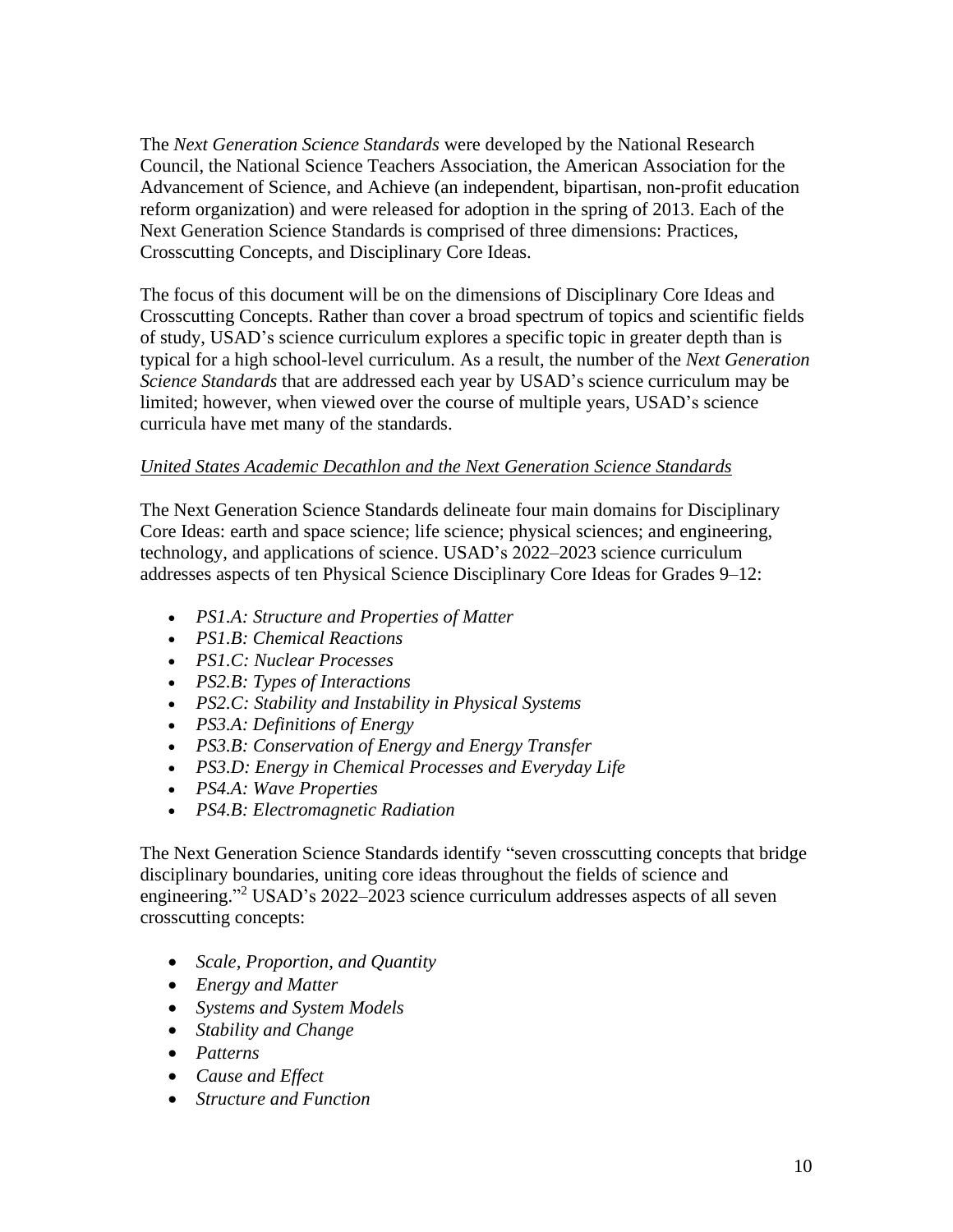The *Next Generation Science Standards* were developed by the National Research Council, the National Science Teachers Association, the American Association for the Advancement of Science, and Achieve (an independent, bipartisan, non-profit education reform organization) and were released for adoption in the spring of 2013. Each of the Next Generation Science Standards is comprised of three dimensions: Practices, Crosscutting Concepts, and Disciplinary Core Ideas.

The focus of this document will be on the dimensions of Disciplinary Core Ideas and Crosscutting Concepts. Rather than cover a broad spectrum of topics and scientific fields of study, USAD's science curriculum explores a specific topic in greater depth than is typical for a high school-level curriculum. As a result, the number of the *Next Generation Science Standards* that are addressed each year by USAD's science curriculum may be limited; however, when viewed over the course of multiple years, USAD's science curricula have met many of the standards.

*United States Academic Decathlon and the Next Generation Science Standards*

The Next Generation Science Standards delineate four main domains for Disciplinary Core Ideas: earth and space science; life science; physical sciences; and engineering, technology, and applications of science. USAD's 2022–2023 science curriculum addresses aspects of ten Physical Science Disciplinary Core Ideas for Grades 9–12:

- *PS1.A: Structure and Properties of Matter*
- *PS1.B: Chemical Reactions*
- *PS1.C: Nuclear Processes*
- *PS2.B: Types of Interactions*
- *PS2.C: Stability and Instability in Physical Systems*
- *PS3.A: Definitions of Energy*
- *PS3.B: Conservation of Energy and Energy Transfer*
- *PS3.D: Energy in Chemical Processes and Everyday Life*
- *PS4.A: Wave Properties*
- *PS4.B: Electromagnetic Radiation*

The Next Generation Science Standards identify "seven crosscutting concepts that bridge disciplinary boundaries, uniting core ideas throughout the fields of science and engineering."[2] USAD's 2022–2023 science curriculum addresses aspects of all seven crosscutting concepts:

- *Scale, Proportion, and Quantity*
- *Energy and Matter*
- *Systems and System Models*
- *Stability and Change*
- *Patterns*
- *Cause and Effect*
- *Structure and Function*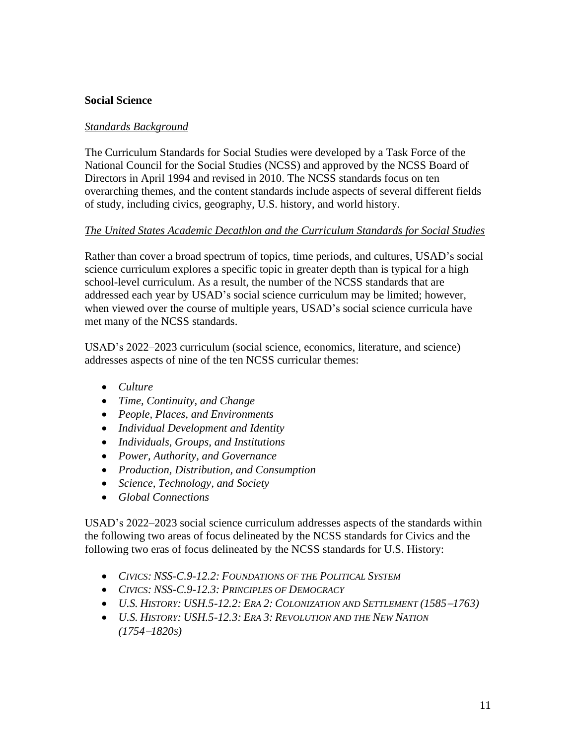**Social Science**

*Standards Background*

The Curriculum Standards for Social Studies were developed by a Task Force of the National Council for the Social Studies (NCSS) and approved by the NCSS Board of Directors in April 1994 and revised in 2010. The NCSS standards focus on ten overarching themes, and the content standards include aspects of several different fields of study, including civics, geography, U.S. history, and world history.

*The United States Academic Decathlon and the Curriculum Standards for Social Studies*

Rather than cover a broad spectrum of topics, time periods, and cultures, USAD's social science curriculum explores a specific topic in greater depth than is typical for a high school-level curriculum. As a result, the number of the NCSS standards that are addressed each year by USAD's social science curriculum may be limited; however, when viewed over the course of multiple years, USAD's social science curricula have met many of the NCSS standards.

USAD's 2022–2023 curriculum (social science, economics, literature, and science) addresses aspects of nine of the ten NCSS curricular themes:

- *Culture*
- *Time, Continuity, and Change*
- *People, Places, and Environments*
- *Individual Development and Identity*
- *Individuals, Groups, and Institutions*
- *Power, Authority, and Governance*
- *Production, Distribution, and Consumption*
- *Science, Technology, and Society*
- *Global Connections*

USAD's 2022–2023 social science curriculum addresses aspects of the standards within the following two areas of focus delineated by the NCSS standards for Civics and the following two eras of focus delineated by the NCSS standards for U.S. History:

- *CIVICS: NSS-C.9-12.2: FOUNDATIONS OF THE POLITICAL SYSTEM*
- *CIVICS: NSS-C.9-12.3: PRINCIPLES OF DEMOCRACY*
- *U.S. HISTORY: USH.5-12.2: ERA 2: COLONIZATION AND SETTLEMENT (1585–1763)*
- *U.S. HISTORY: USH.5-12.3: ERA 3: REVOLUTION AND THE NEW NATION (1754–1820S)*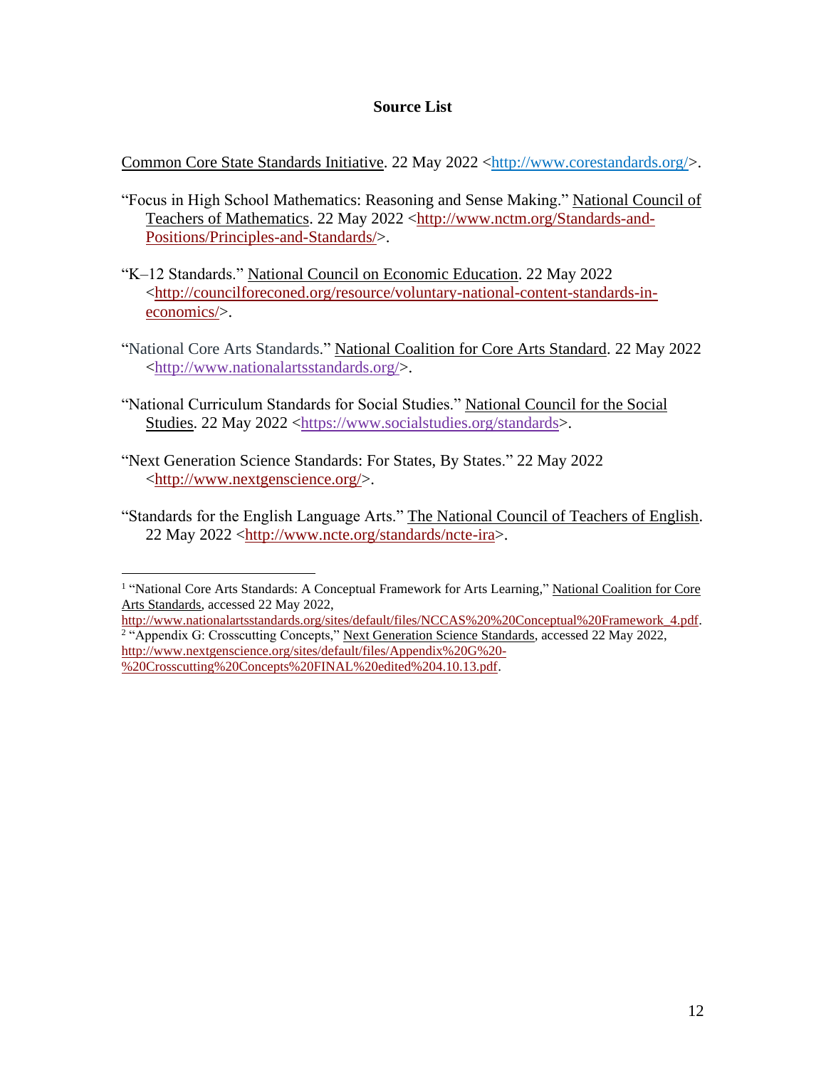**Source List**

Common Core State Standards Initiative. 22 May 2022 <http://www.corestandards.org/>.

"Focus in High School Mathematics: Reasoning and Sense Making." National Council of Teachers of Mathematics. 22 May 2022 <http://www.nctm.org/Standards-and-Positions/Principles-and-Standards/>.

"K–12 Standards." National Council on Economic Education. 22 May 2022 <http://councilforeconed.org/resource/voluntary-national-content-standards-in-economics/>.

"National Core Arts Standards." National Coalition for Core Arts Standard. 22 May 2022 <http://www.nationalartsstandards.org/>.

"National Curriculum Standards for Social Studies." National Council for the Social Studies. 22 May 2022 <https://www.socialstudies.org/standards>.

"Next Generation Science Standards: For States, By States." 22 May 2022 <http://www.nextgenscience.org/>.

"Standards for the English Language Arts." The National Council of Teachers of English. 22 May 2022 <http://www.ncte.org/standards/ncte-ira>.

---

[1] "National Core Arts Standards: A Conceptual Framework for Arts Learning," National Coalition for Core Arts Standards, accessed 22 May 2022, http://www.nationalartsstandards.org/sites/default/files/NCCAS%20%20Conceptual%20Framework_4.pdf.

[2] "Appendix G: Crosscutting Concepts," Next Generation Science Standards, accessed 22 May 2022, http://www.nextgenscience.org/sites/default/files/Appendix%20G%20-%20Crosscutting%20Concepts%20FINAL%20edited%204.10.13.pdf.